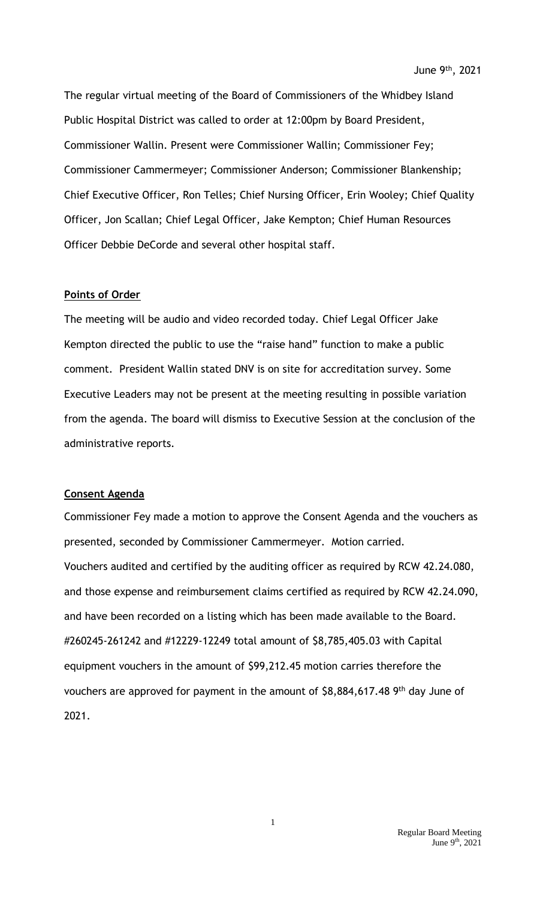June 9th, 2021

The regular virtual meeting of the Board of Commissioners of the Whidbey Island Public Hospital District was called to order at 12:00pm by Board President, Commissioner Wallin. Present were Commissioner Wallin; Commissioner Fey; Commissioner Cammermeyer; Commissioner Anderson; Commissioner Blankenship; Chief Executive Officer, Ron Telles; Chief Nursing Officer, Erin Wooley; Chief Quality Officer, Jon Scallan; Chief Legal Officer, Jake Kempton; Chief Human Resources Officer Debbie DeCorde and several other hospital staff.

**Points of Order**

The meeting will be audio and video recorded today. Chief Legal Officer Jake Kempton directed the public to use the "raise hand" function to make a public comment. President Wallin stated DNV is on site for accreditation survey. Some Executive Leaders may not be present at the meeting resulting in possible variation from the agenda. The board will dismiss to Executive Session at the conclusion of the administrative reports.

**Consent Agenda**

Commissioner Fey made a motion to approve the Consent Agenda and the vouchers as presented, seconded by Commissioner Cammermeyer. Motion carried.
Vouchers audited and certified by the auditing officer as required by RCW 42.24.080, and those expense and reimbursement claims certified as required by RCW 42.24.090, and have been recorded on a listing which has been made available to the Board. #260245-261242 and #12229-12249 total amount of $8,785,405.03 with Capital equipment vouchers in the amount of $99,212.45 motion carries therefore the vouchers are approved for payment in the amount of $8,884,617.48 9th day June of 2021.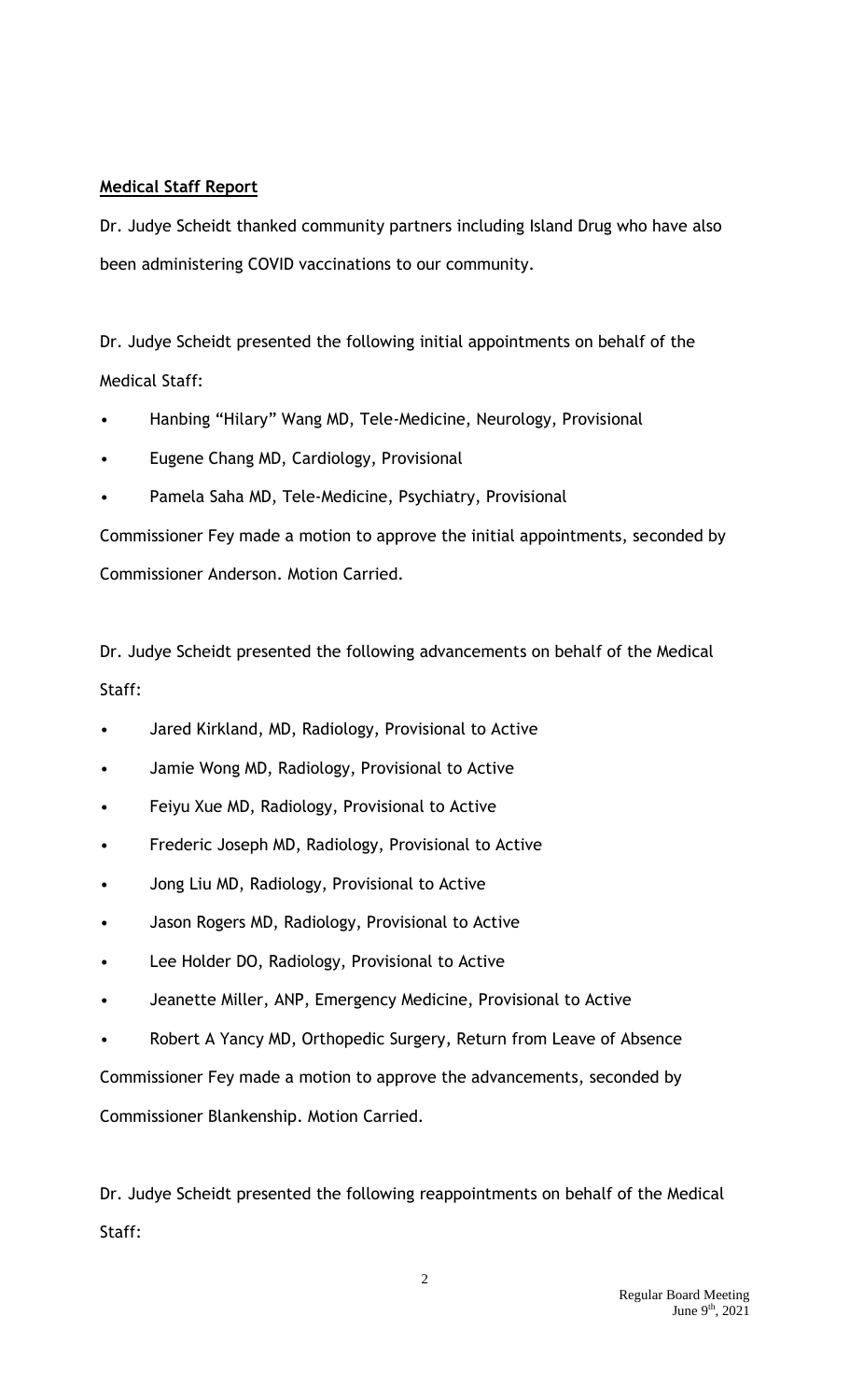**Medical Staff Report**

Dr. Judye Scheidt thanked community partners including Island Drug who have also been administering COVID vaccinations to our community.

Dr. Judye Scheidt presented the following initial appointments on behalf of the Medical Staff:

- Hanbing "Hilary" Wang MD, Tele-Medicine, Neurology, Provisional
- Eugene Chang MD, Cardiology, Provisional
- Pamela Saha MD, Tele-Medicine, Psychiatry, Provisional

Commissioner Fey made a motion to approve the initial appointments, seconded by Commissioner Anderson. Motion Carried.

Dr. Judye Scheidt presented the following advancements on behalf of the Medical Staff:

- Jared Kirkland, MD, Radiology, Provisional to Active
- Jamie Wong MD, Radiology, Provisional to Active
- Feiyu Xue MD, Radiology, Provisional to Active
- Frederic Joseph MD, Radiology, Provisional to Active
- Jong Liu MD, Radiology, Provisional to Active
- Jason Rogers MD, Radiology, Provisional to Active
- Lee Holder DO, Radiology, Provisional to Active
- Jeanette Miller, ANP, Emergency Medicine, Provisional to Active
- Robert A Yancy MD, Orthopedic Surgery, Return from Leave of Absence

Commissioner Fey made a motion to approve the advancements, seconded by Commissioner Blankenship. Motion Carried.

Dr. Judye Scheidt presented the following reappointments on behalf of the Medical Staff: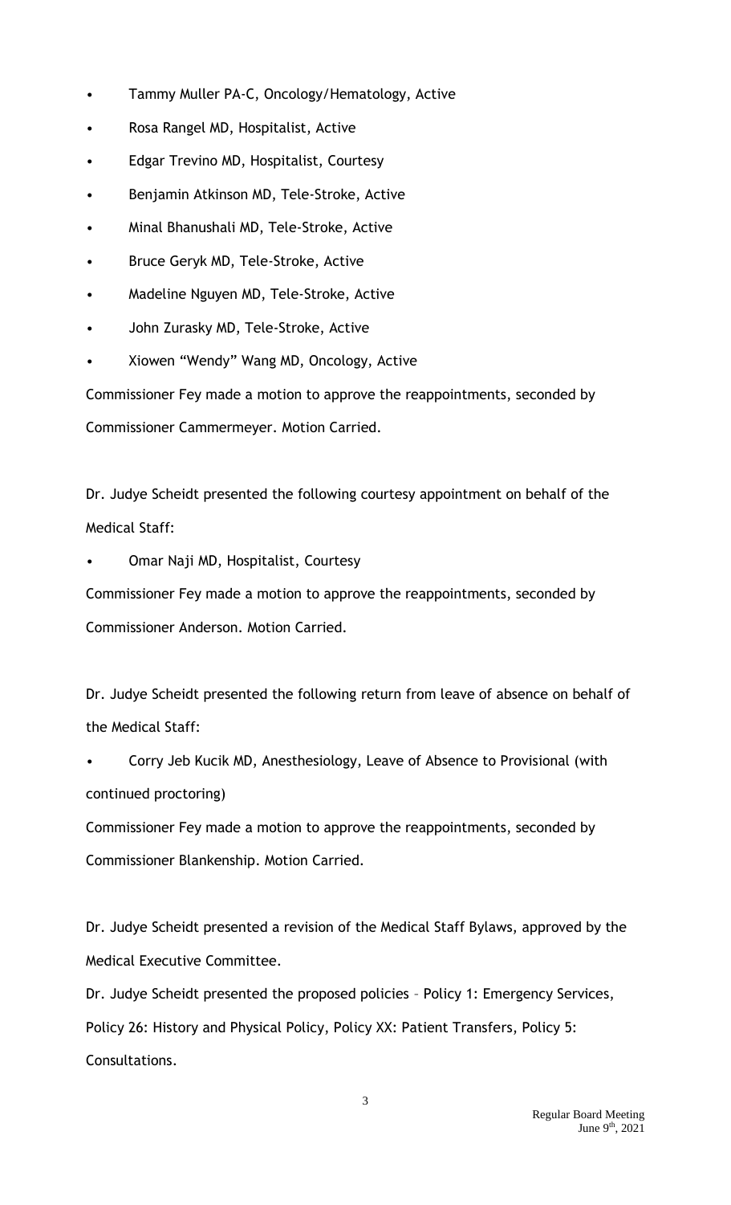- Tammy Muller PA-C, Oncology/Hematology, Active
- Rosa Rangel MD, Hospitalist, Active
- Edgar Trevino MD, Hospitalist, Courtesy
- Benjamin Atkinson MD, Tele-Stroke, Active
- Minal Bhanushali MD, Tele-Stroke, Active
- Bruce Geryk MD, Tele-Stroke, Active
- Madeline Nguyen MD, Tele-Stroke, Active
- John Zurasky MD, Tele-Stroke, Active
- Xiowen "Wendy" Wang MD, Oncology, Active

Commissioner Fey made a motion to approve the reappointments, seconded by Commissioner Cammermeyer. Motion Carried.

Dr. Judye Scheidt presented the following courtesy appointment on behalf of the Medical Staff:

- Omar Naji MD, Hospitalist, Courtesy

Commissioner Fey made a motion to approve the reappointments, seconded by Commissioner Anderson. Motion Carried.

Dr. Judye Scheidt presented the following return from leave of absence on behalf of the Medical Staff:

- Corry Jeb Kucik MD, Anesthesiology, Leave of Absence to Provisional (with continued proctoring)

Commissioner Fey made a motion to approve the reappointments, seconded by Commissioner Blankenship. Motion Carried.

Dr. Judye Scheidt presented a revision of the Medical Staff Bylaws, approved by the Medical Executive Committee.

Dr. Judye Scheidt presented the proposed policies – Policy 1: Emergency Services, Policy 26: History and Physical Policy, Policy XX: Patient Transfers, Policy 5: Consultations.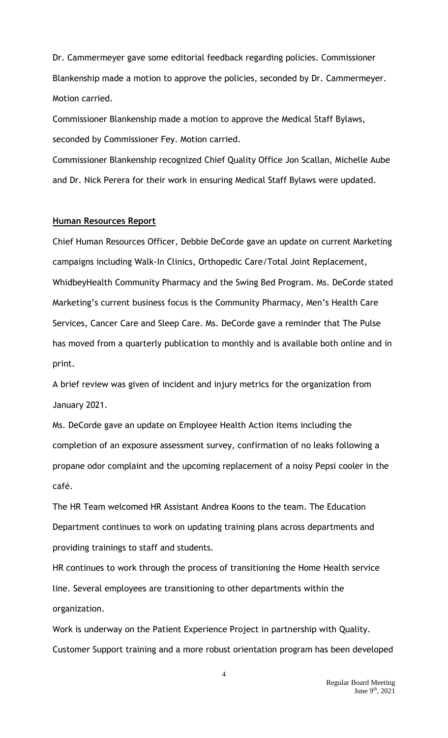Dr. Cammermeyer gave some editorial feedback regarding policies. Commissioner Blankenship made a motion to approve the policies, seconded by Dr. Cammermeyer. Motion carried.

Commissioner Blankenship made a motion to approve the Medical Staff Bylaws, seconded by Commissioner Fey. Motion carried.

Commissioner Blankenship recognized Chief Quality Office Jon Scallan, Michelle Aube and Dr. Nick Perera for their work in ensuring Medical Staff Bylaws were updated.

**Human Resources Report**

Chief Human Resources Officer, Debbie DeCorde gave an update on current Marketing campaigns including Walk-In Clinics, Orthopedic Care/Total Joint Replacement, WhidbeyHealth Community Pharmacy and the Swing Bed Program. Ms. DeCorde stated Marketing's current business focus is the Community Pharmacy, Men's Health Care Services, Cancer Care and Sleep Care. Ms. DeCorde gave a reminder that The Pulse has moved from a quarterly publication to monthly and is available both online and in print.

A brief review was given of incident and injury metrics for the organization from January 2021.

Ms. DeCorde gave an update on Employee Health Action items including the completion of an exposure assessment survey, confirmation of no leaks following a propane odor complaint and the upcoming replacement of a noisy Pepsi cooler in the café.

The HR Team welcomed HR Assistant Andrea Koons to the team. The Education Department continues to work on updating training plans across departments and providing trainings to staff and students.

HR continues to work through the process of transitioning the Home Health service line. Several employees are transitioning to other departments within the organization.

Work is underway on the Patient Experience Project in partnership with Quality. Customer Support training and a more robust orientation program has been developed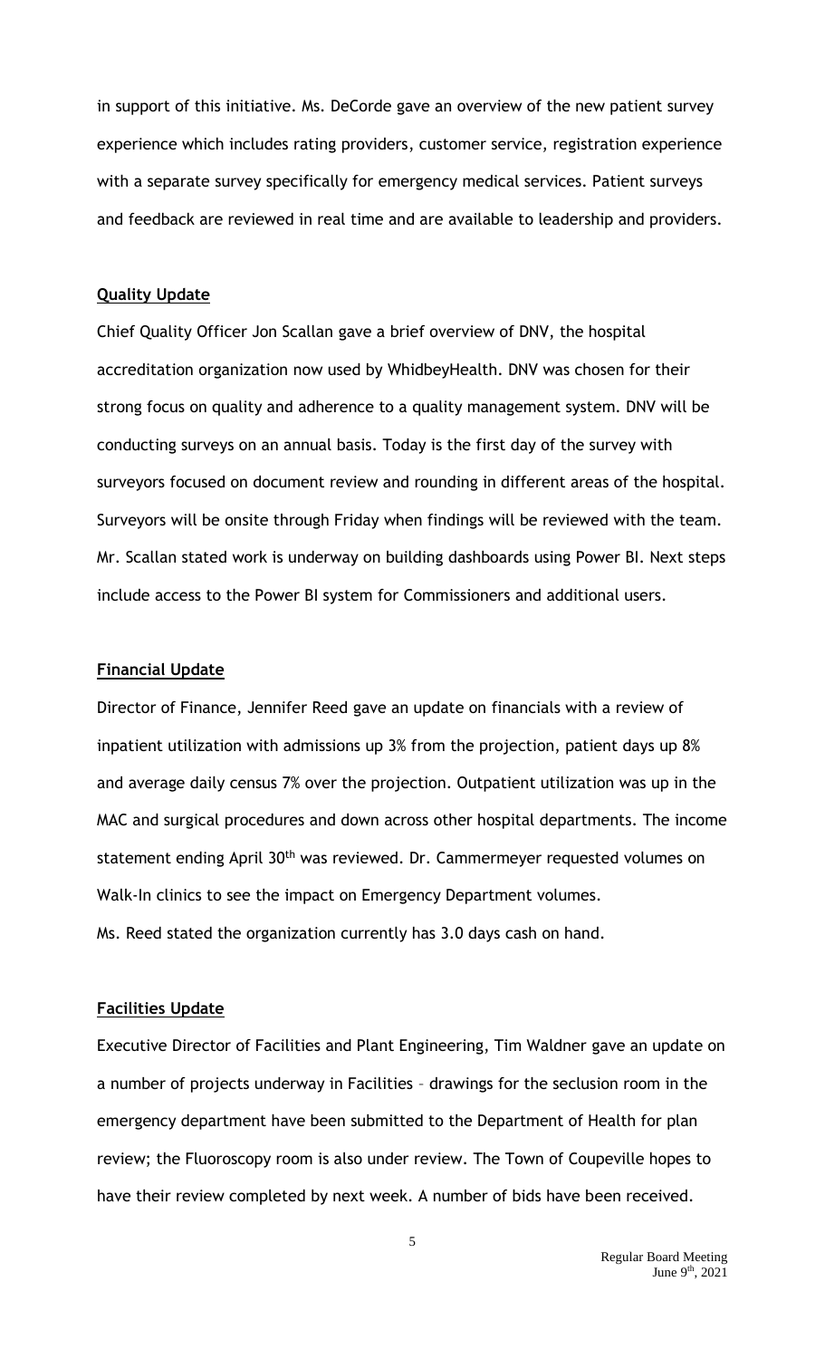in support of this initiative. Ms. DeCorde gave an overview of the new patient survey experience which includes rating providers, customer service, registration experience with a separate survey specifically for emergency medical services. Patient surveys and feedback are reviewed in real time and are available to leadership and providers.

**Quality Update**

Chief Quality Officer Jon Scallan gave a brief overview of DNV, the hospital accreditation organization now used by WhidbeyHealth. DNV was chosen for their strong focus on quality and adherence to a quality management system. DNV will be conducting surveys on an annual basis. Today is the first day of the survey with surveyors focused on document review and rounding in different areas of the hospital. Surveyors will be onsite through Friday when findings will be reviewed with the team. Mr. Scallan stated work is underway on building dashboards using Power BI. Next steps include access to the Power BI system for Commissioners and additional users.

**Financial Update**

Director of Finance, Jennifer Reed gave an update on financials with a review of inpatient utilization with admissions up 3% from the projection, patient days up 8% and average daily census 7% over the projection. Outpatient utilization was up in the MAC and surgical procedures and down across other hospital departments. The income statement ending April 30th was reviewed. Dr. Cammermeyer requested volumes on Walk-In clinics to see the impact on Emergency Department volumes.
Ms. Reed stated the organization currently has 3.0 days cash on hand.

**Facilities Update**

Executive Director of Facilities and Plant Engineering, Tim Waldner gave an update on a number of projects underway in Facilities – drawings for the seclusion room in the emergency department have been submitted to the Department of Health for plan review; the Fluoroscopy room is also under review. The Town of Coupeville hopes to have their review completed by next week. A number of bids have been received.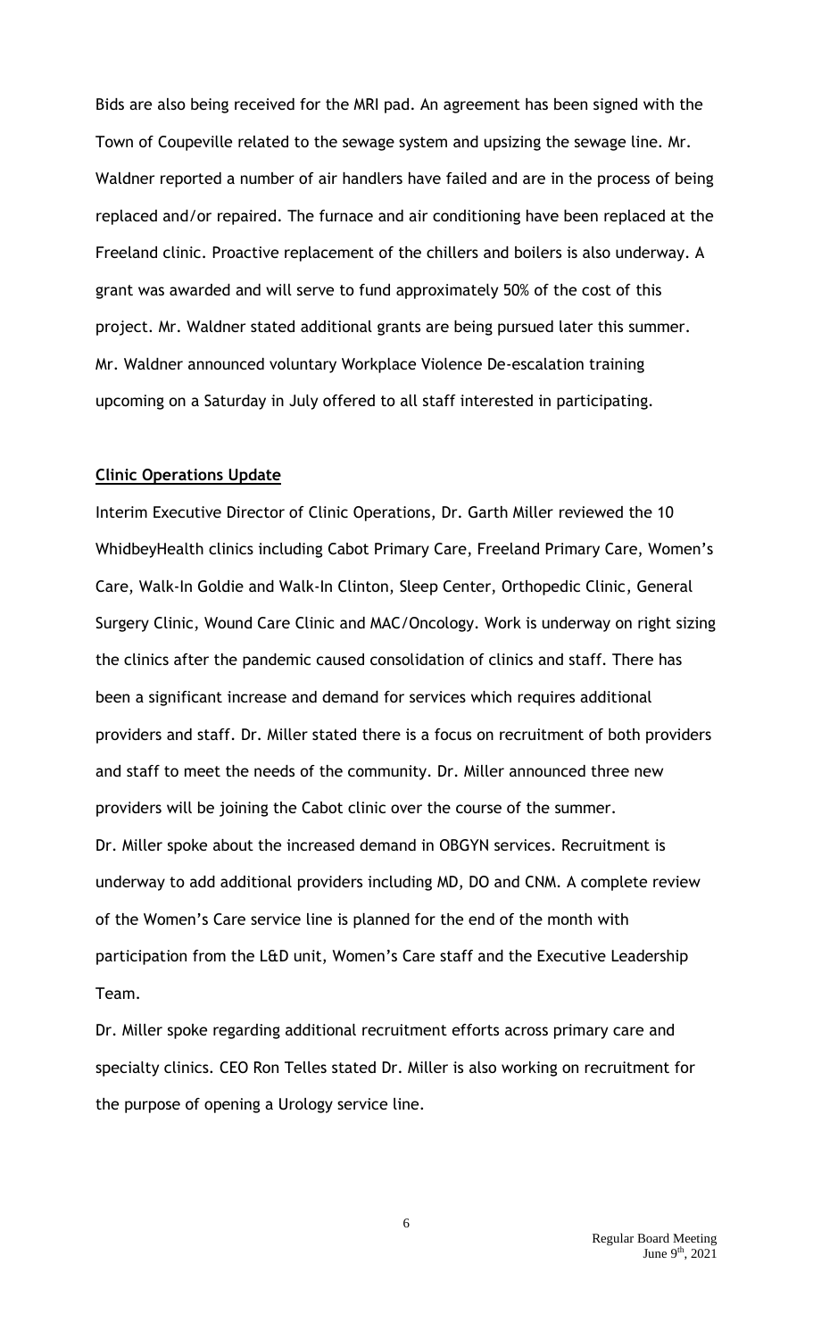Bids are also being received for the MRI pad. An agreement has been signed with the Town of Coupeville related to the sewage system and upsizing the sewage line. Mr. Waldner reported a number of air handlers have failed and are in the process of being replaced and/or repaired. The furnace and air conditioning have been replaced at the Freeland clinic. Proactive replacement of the chillers and boilers is also underway. A grant was awarded and will serve to fund approximately 50% of the cost of this project. Mr. Waldner stated additional grants are being pursued later this summer. Mr. Waldner announced voluntary Workplace Violence De-escalation training upcoming on a Saturday in July offered to all staff interested in participating.

**Clinic Operations Update**

Interim Executive Director of Clinic Operations, Dr. Garth Miller reviewed the 10 WhidbeyHealth clinics including Cabot Primary Care, Freeland Primary Care, Women's Care, Walk-In Goldie and Walk-In Clinton, Sleep Center, Orthopedic Clinic, General Surgery Clinic, Wound Care Clinic and MAC/Oncology. Work is underway on right sizing the clinics after the pandemic caused consolidation of clinics and staff. There has been a significant increase and demand for services which requires additional providers and staff. Dr. Miller stated there is a focus on recruitment of both providers and staff to meet the needs of the community. Dr. Miller announced three new providers will be joining the Cabot clinic over the course of the summer.

Dr. Miller spoke about the increased demand in OBGYN services. Recruitment is underway to add additional providers including MD, DO and CNM. A complete review of the Women's Care service line is planned for the end of the month with participation from the L&D unit, Women's Care staff and the Executive Leadership Team.

Dr. Miller spoke regarding additional recruitment efforts across primary care and specialty clinics. CEO Ron Telles stated Dr. Miller is also working on recruitment for the purpose of opening a Urology service line.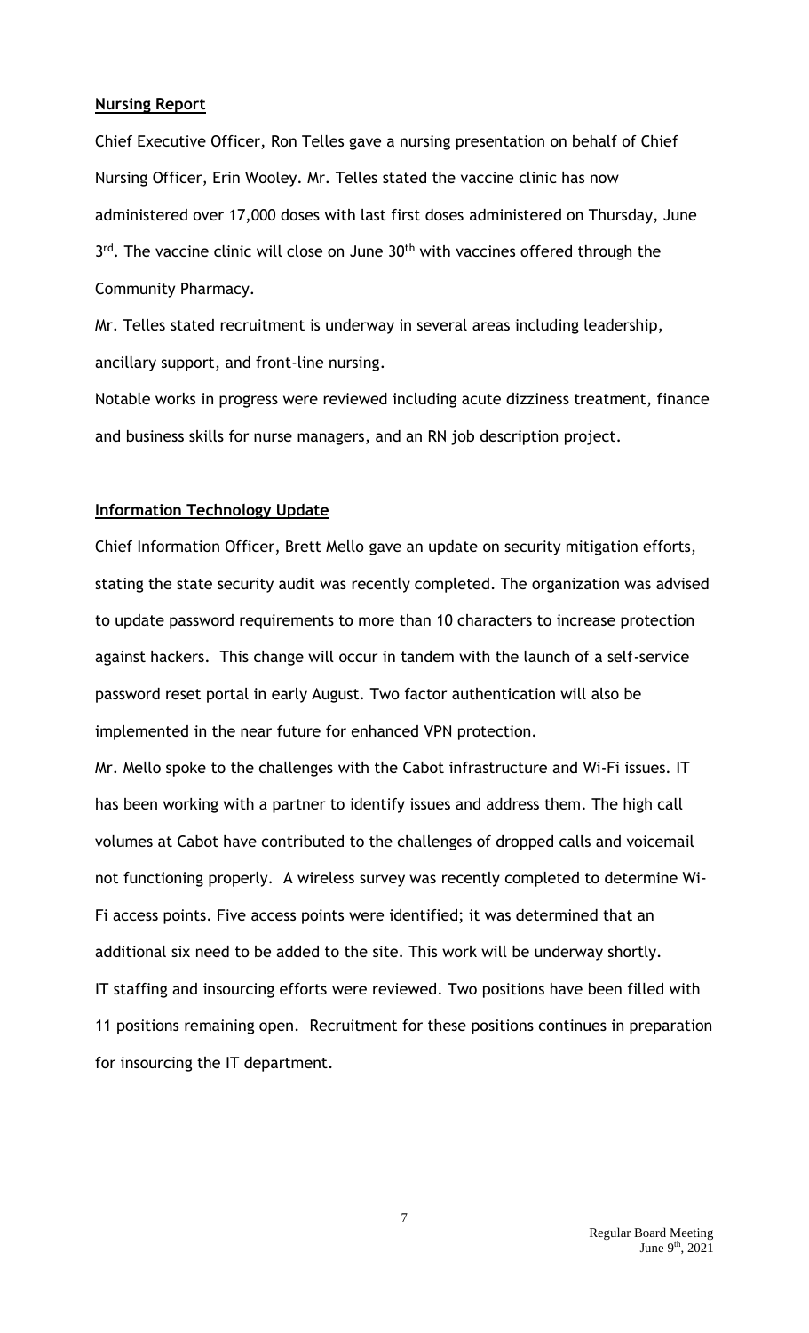**Nursing Report**

Chief Executive Officer, Ron Telles gave a nursing presentation on behalf of Chief Nursing Officer, Erin Wooley. Mr. Telles stated the vaccine clinic has now administered over 17,000 doses with last first doses administered on Thursday, June 3rd. The vaccine clinic will close on June 30th with vaccines offered through the Community Pharmacy.

Mr. Telles stated recruitment is underway in several areas including leadership, ancillary support, and front-line nursing.

Notable works in progress were reviewed including acute dizziness treatment, finance and business skills for nurse managers, and an RN job description project.

**Information Technology Update**

Chief Information Officer, Brett Mello gave an update on security mitigation efforts, stating the state security audit was recently completed. The organization was advised to update password requirements to more than 10 characters to increase protection against hackers. This change will occur in tandem with the launch of a self-service password reset portal in early August. Two factor authentication will also be implemented in the near future for enhanced VPN protection.

Mr. Mello spoke to the challenges with the Cabot infrastructure and Wi-Fi issues. IT has been working with a partner to identify issues and address them. The high call volumes at Cabot have contributed to the challenges of dropped calls and voicemail not functioning properly. A wireless survey was recently completed to determine Wi-Fi access points. Five access points were identified; it was determined that an additional six need to be added to the site. This work will be underway shortly.

IT staffing and insourcing efforts were reviewed. Two positions have been filled with 11 positions remaining open. Recruitment for these positions continues in preparation for insourcing the IT department.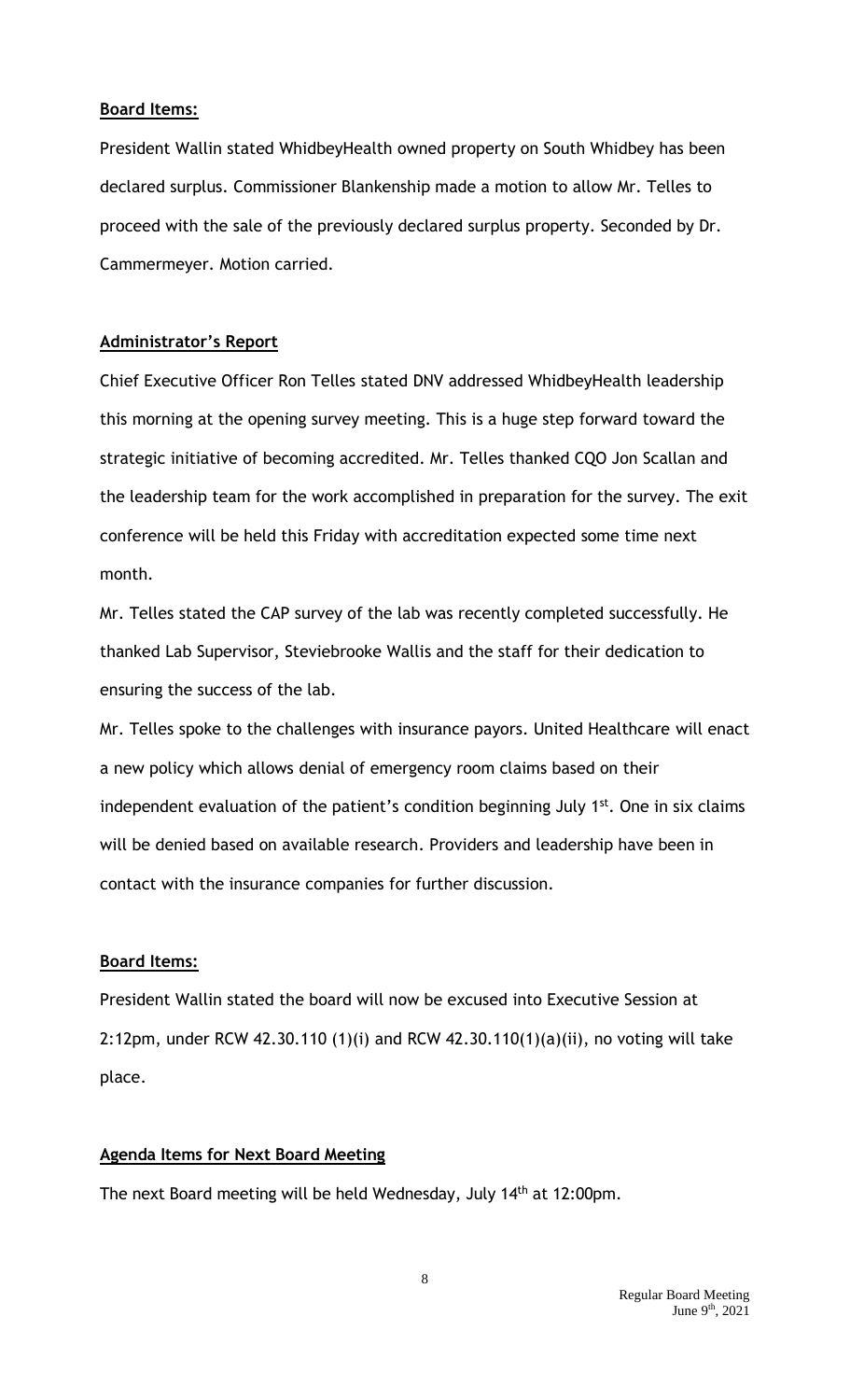**Board Items:**

President Wallin stated WhidbeyHealth owned property on South Whidbey has been declared surplus. Commissioner Blankenship made a motion to allow Mr. Telles to proceed with the sale of the previously declared surplus property. Seconded by Dr. Cammermeyer. Motion carried.

**Administrator's Report**

Chief Executive Officer Ron Telles stated DNV addressed WhidbeyHealth leadership this morning at the opening survey meeting. This is a huge step forward toward the strategic initiative of becoming accredited. Mr. Telles thanked CQO Jon Scallan and the leadership team for the work accomplished in preparation for the survey. The exit conference will be held this Friday with accreditation expected some time next month.

Mr. Telles stated the CAP survey of the lab was recently completed successfully. He thanked Lab Supervisor, Steviebrooke Wallis and the staff for their dedication to ensuring the success of the lab.

Mr. Telles spoke to the challenges with insurance payors. United Healthcare will enact a new policy which allows denial of emergency room claims based on their independent evaluation of the patient's condition beginning July 1st. One in six claims will be denied based on available research. Providers and leadership have been in contact with the insurance companies for further discussion.

**Board Items:**

President Wallin stated the board will now be excused into Executive Session at 2:12pm, under RCW 42.30.110 (1)(i) and RCW 42.30.110(1)(a)(ii), no voting will take place.

**Agenda Items for Next Board Meeting**

The next Board meeting will be held Wednesday, July 14th at 12:00pm.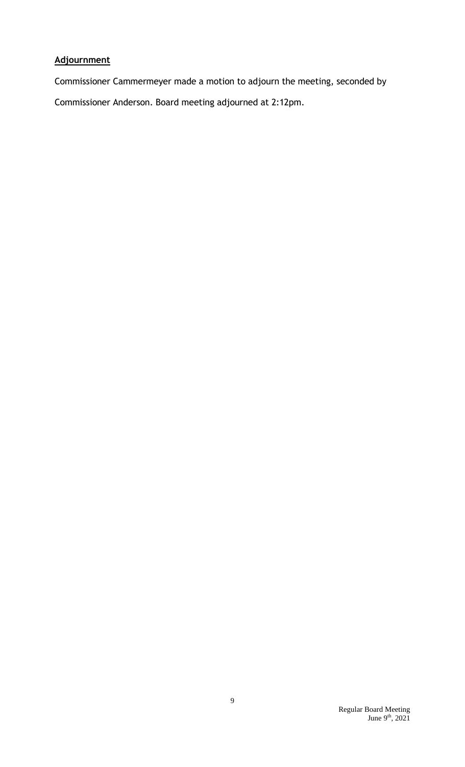**Adjournment**

Commissioner Cammermeyer made a motion to adjourn the meeting, seconded by Commissioner Anderson. Board meeting adjourned at 2:12pm.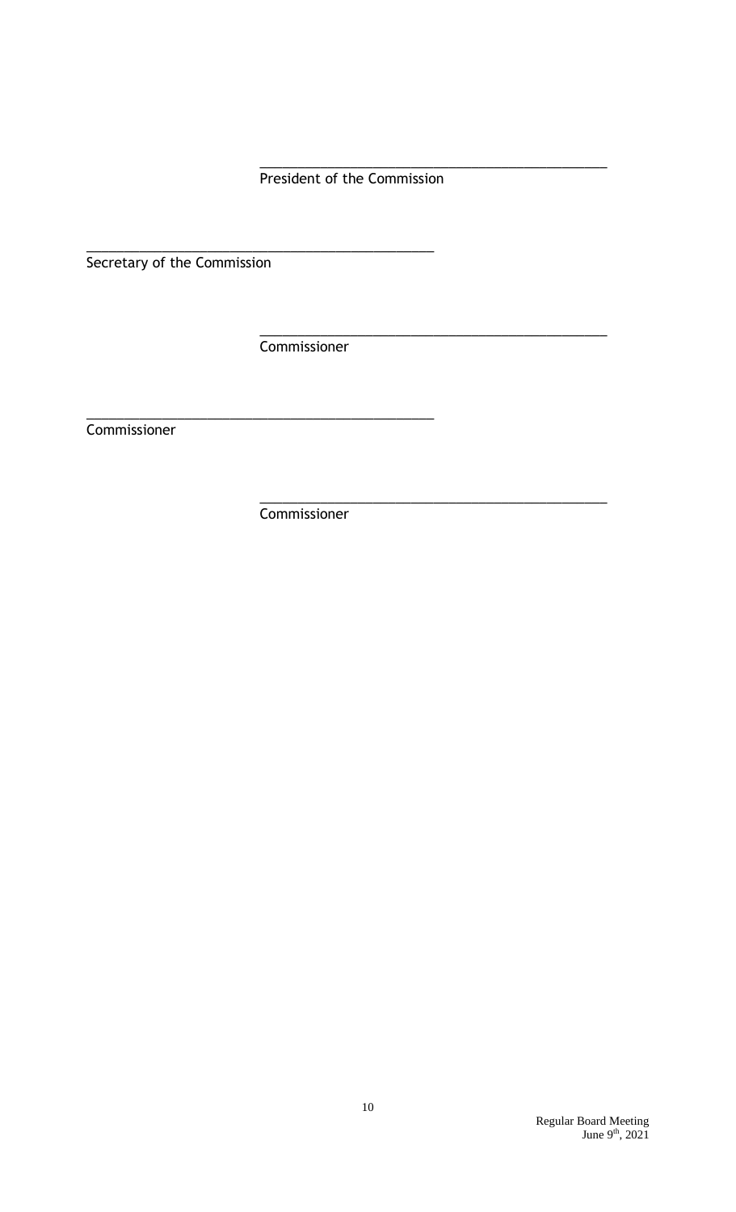\_\_\_\_\_\_\_\_\_\_\_\_\_\_\_\_\_\_\_\_\_\_\_\_\_\_\_\_\_\_\_\_\_\_\_\_\_\_\_\_\_\_\_\_\_
President of the Commission

\_\_\_\_\_\_\_\_\_\_\_\_\_\_\_\_\_\_\_\_\_\_\_\_\_\_\_\_\_\_\_\_\_\_\_\_\_\_\_\_\_\_\_\_\_
Secretary of the Commission

\_\_\_\_\_\_\_\_\_\_\_\_\_\_\_\_\_\_\_\_\_\_\_\_\_\_\_\_\_\_\_\_\_\_\_\_\_\_\_\_\_\_\_\_\_
Commissioner

\_\_\_\_\_\_\_\_\_\_\_\_\_\_\_\_\_\_\_\_\_\_\_\_\_\_\_\_\_\_\_\_\_\_\_\_\_\_\_\_\_\_\_\_\_
Commissioner

\_\_\_\_\_\_\_\_\_\_\_\_\_\_\_\_\_\_\_\_\_\_\_\_\_\_\_\_\_\_\_\_\_\_\_\_\_\_\_\_\_\_\_\_\_
Commissioner